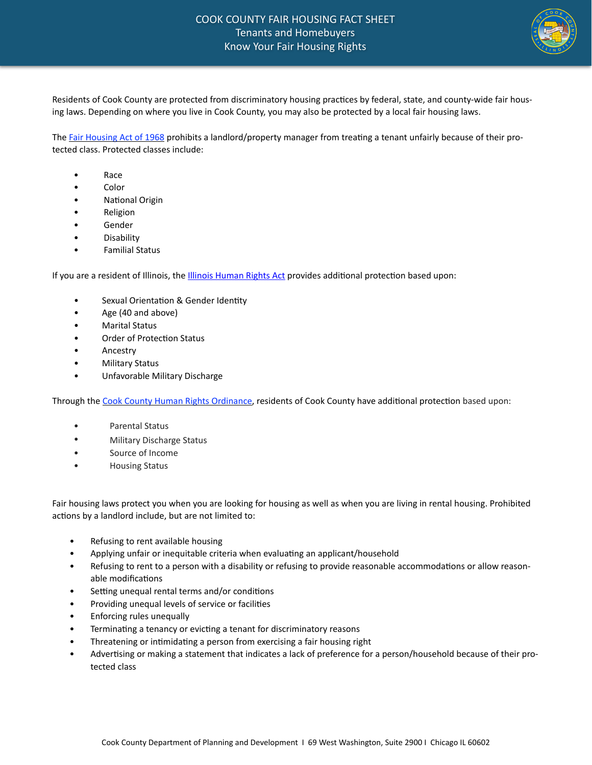# COOK COUNTY FAIR HOUSING FACT SHEET

## Tenants and Homebuyers

## Know Your Fair Housing Rights

Residents of Cook County are protected from discriminatory housing practices by federal, state, and county-wide fair housing laws. Depending on where you live in Cook County, you may also be protected by a local fair housing laws.

The [Fair Housing Act of 1968] prohibits a landlord/property manager from treating a tenant unfairly because of their protected class. Protected classes include:

- Race
- Color
- National Origin
- Religion
- Gender
- Disability
- Familial Status

If you are a resident of Illinois, the [Illinois Human Rights Act] provides additional protection based upon:

- Sexual Orientation & Gender Identity
- Age (40 and above)
- Marital Status
- Order of Protection Status
- Ancestry
- Military Status
- Unfavorable Military Discharge

Through the [Cook County Human Rights Ordinance], residents of Cook County have additional protection based upon:

- Parental Status
- Military Discharge Status
- Source of Income
- Housing Status

Fair housing laws protect you when you are looking for housing as well as when you are living in rental housing. Prohibited actions by a landlord include, but are not limited to:

- Refusing to rent available housing
- Applying unfair or inequitable criteria when evaluating an applicant/household
- Refusing to rent to a person with a disability or refusing to provide reasonable accommodations or allow reasonable modifications
- Setting unequal rental terms and/or conditions
- Providing unequal levels of service or facilities
- Enforcing rules unequally
- Terminating a tenancy or evicting a tenant for discriminatory reasons
- Threatening or intimidating a person from exercising a fair housing right
- Advertising or making a statement that indicates a lack of preference for a person/household because of their protected class

Cook County Department of Planning and Development I 69 West Washington, Suite 2900 I Chicago IL 60602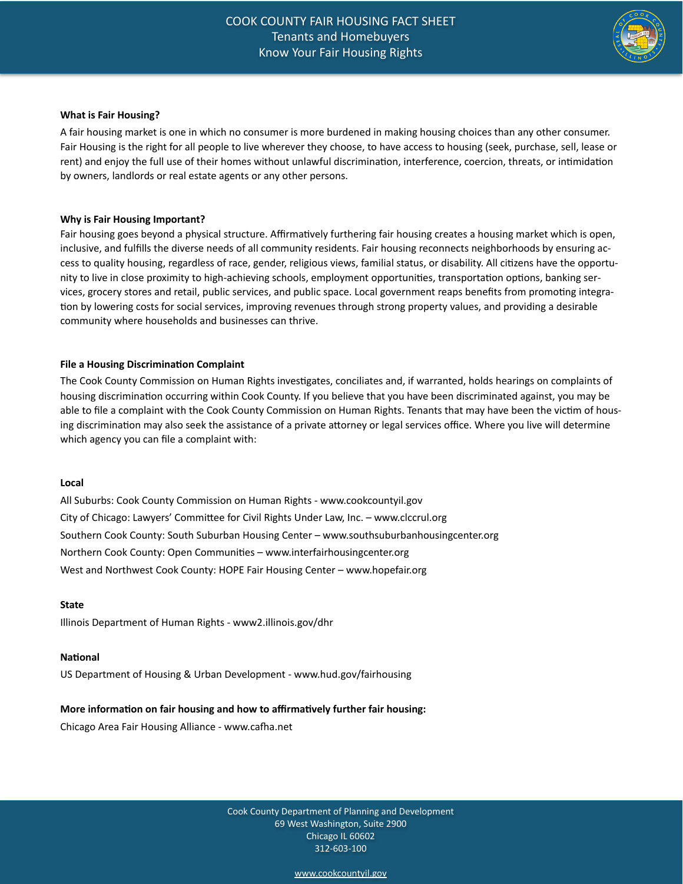# COOK COUNTY FAIR HOUSING FACT SHEET
## Tenants and Homebuyers
## Know Your Fair Housing Rights

**What is Fair Housing?**

A fair housing market is one in which no consumer is more burdened in making housing choices than any other consumer. Fair Housing is the right for all people to live wherever they choose, to have access to housing (seek, purchase, sell, lease or rent) and enjoy the full use of their homes without unlawful discrimination, interference, coercion, threats, or intimidation by owners, landlords or real estate agents or any other persons.

**Why is Fair Housing Important?**

Fair housing goes beyond a physical structure. Affirmatively furthering fair housing creates a housing market which is open, inclusive, and fulfills the diverse needs of all community residents. Fair housing reconnects neighborhoods by ensuring access to quality housing, regardless of race, gender, religious views, familial status, or disability. All citizens have the opportunity to live in close proximity to high-achieving schools, employment opportunities, transportation options, banking services, grocery stores and retail, public services, and public space. Local government reaps benefits from promoting integration by lowering costs for social services, improving revenues through strong property values, and providing a desirable community where households and businesses can thrive.

**File a Housing Discrimination Complaint**

The Cook County Commission on Human Rights investigates, conciliates and, if warranted, holds hearings on complaints of housing discrimination occurring within Cook County. If you believe that you have been discriminated against, you may be able to file a complaint with the Cook County Commission on Human Rights. Tenants that may have been the victim of housing discrimination may also seek the assistance of a private attorney or legal services office. Where you live will determine which agency you can file a complaint with:

**Local**

All Suburbs: Cook County Commission on Human Rights - www.cookcountyil.gov

City of Chicago: Lawyers' Committee for Civil Rights Under Law, Inc. – www.clccrul.org

Southern Cook County: South Suburban Housing Center – www.southsuburbanhousingcenter.org

Northern Cook County: Open Communities – www.interfairhousingcenter.org

West and Northwest Cook County: HOPE Fair Housing Center – www.hopefair.org

**State**

Illinois Department of Human Rights - www2.illinois.gov/dhr

**National**

US Department of Housing & Urban Development - www.hud.gov/fairhousing

**More information on fair housing and how to affirmatively further fair housing:**

Chicago Area Fair Housing Alliance - www.cafha.net

Cook County Department of Planning and Development
69 West Washington, Suite 2900
Chicago IL 60602
312-603-100

www.cookcountyil.gov